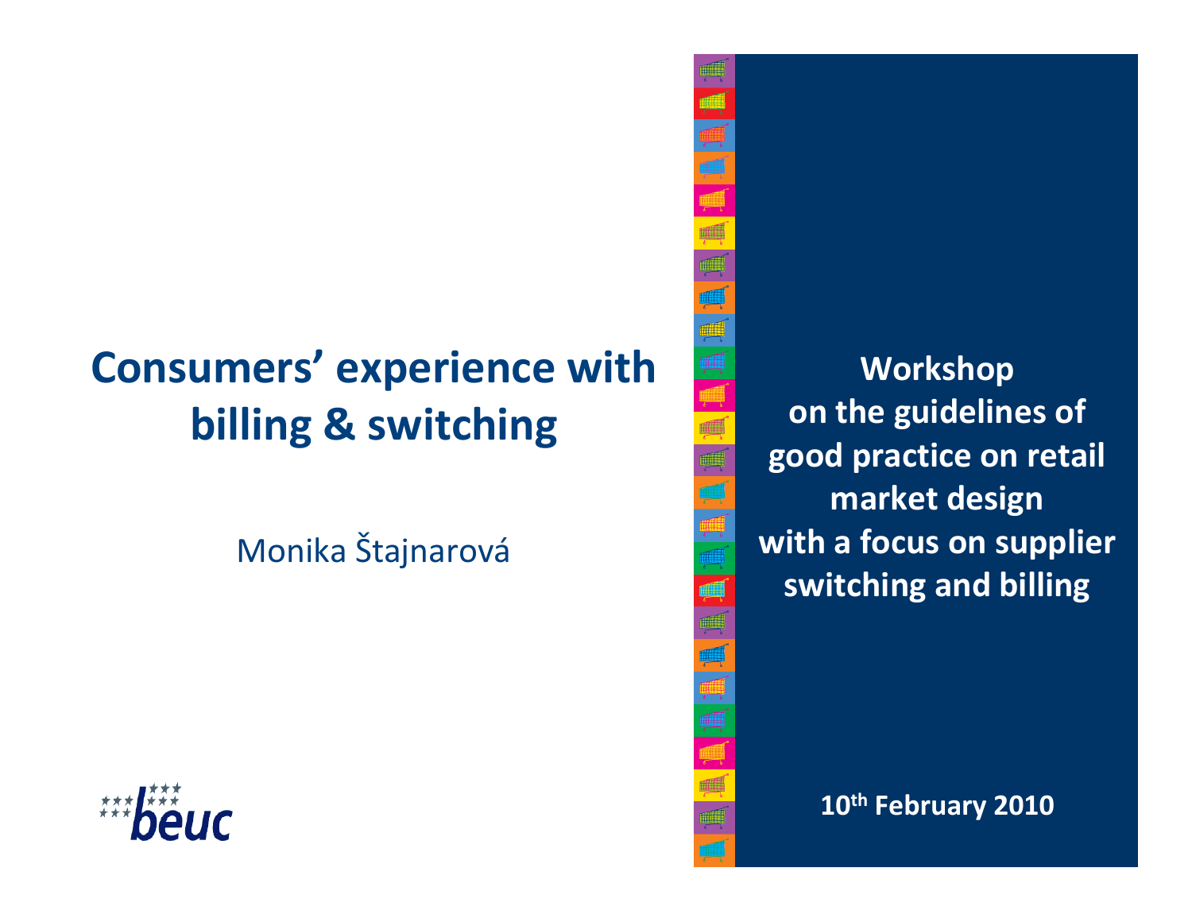# Consumers' experience with billing & switching

Monika Štajnarová

beuc

**Workshop on the guidelines of good practice on retail market design with a focus on supplier switching and billing**

**10th February 2010**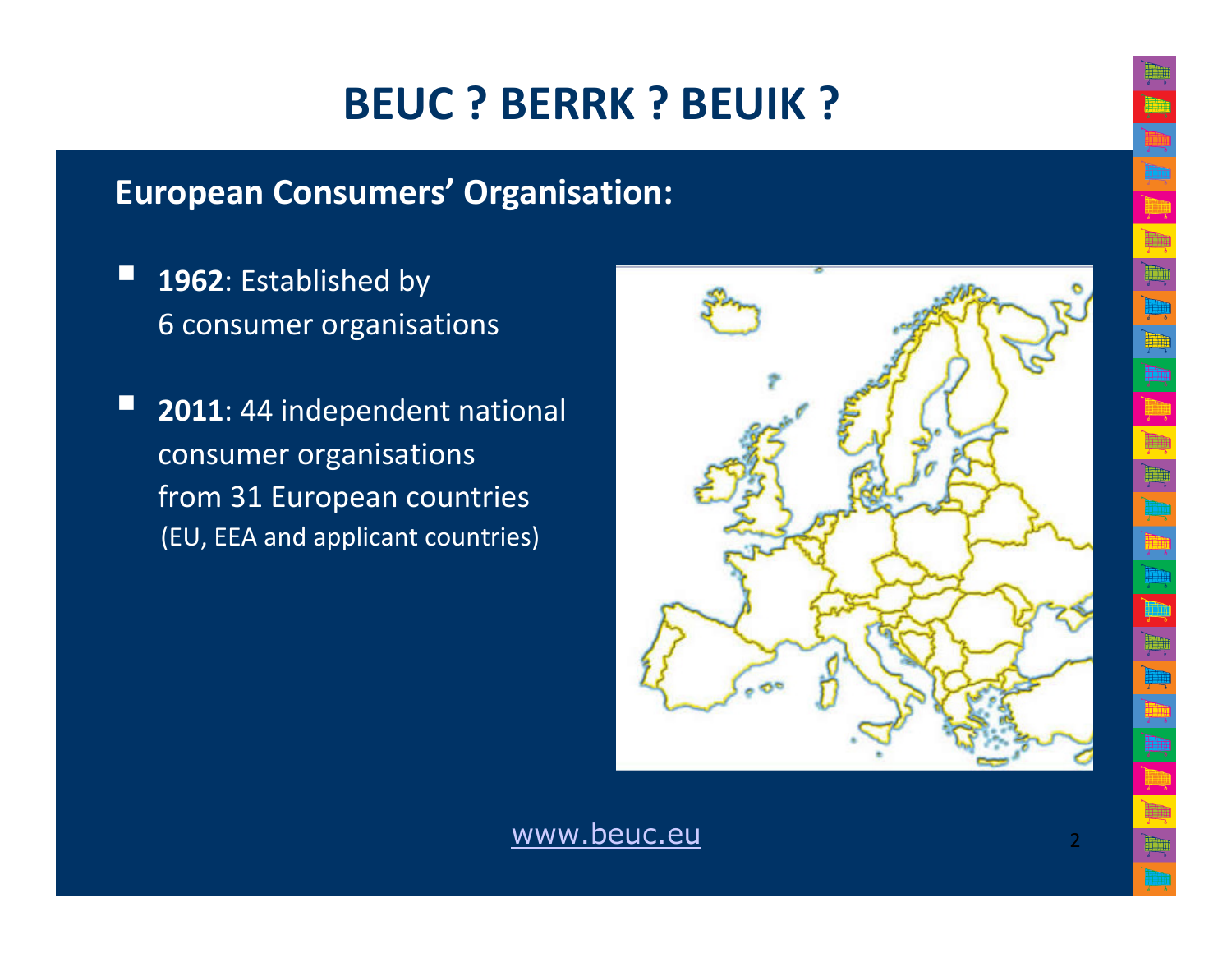# BEUC ? BERRK ? BEUIK ?

## European Consumers' Organisation:

- **1962**: Established by 6 consumer organisations
- **2011**: 44 independent national consumer organisations from 31 European countries (EU, EEA and applicant countries)

www.beuc.eu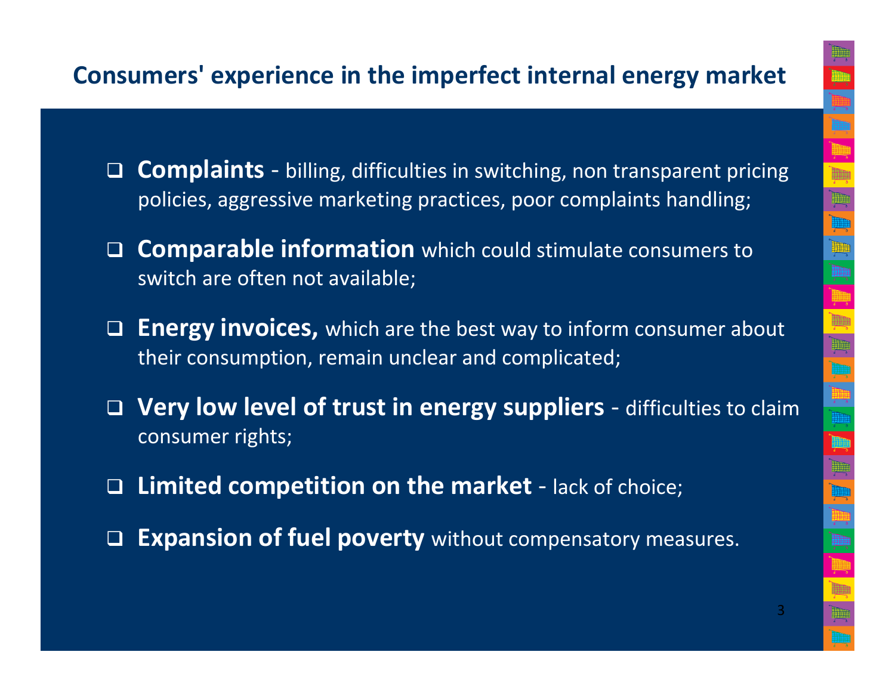## Consumers' experience in the imperfect internal energy market

- **Complaints** - billing, difficulties in switching, non transparent pricing policies, aggressive marketing practices, poor complaints handling;
- **Comparable information** which could stimulate consumers to switch are often not available;
- **Energy invoices,** which are the best way to inform consumer about their consumption, remain unclear and complicated;
- **Very low level of trust in energy suppliers** - difficulties to claim consumer rights;
- **Limited competition on the market** - lack of choice;
- **Expansion of fuel poverty** without compensatory measures.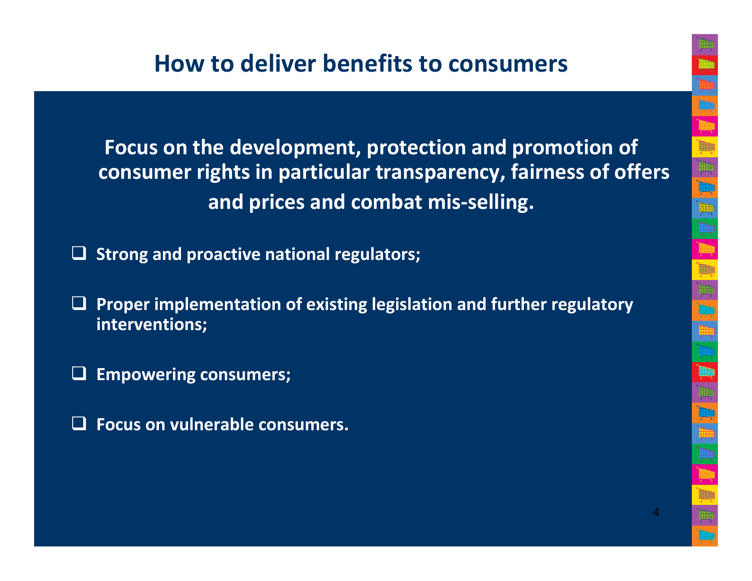# How to deliver benefits to consumers

**Focus on the development, protection and promotion of consumer rights in particular transparency, fairness of offers and prices and combat mis-selling.**

- **Strong and proactive national regulators;**
- **Proper implementation of existing legislation and further regulatory interventions;**
- **Empowering consumers;**
- **Focus on vulnerable consumers.**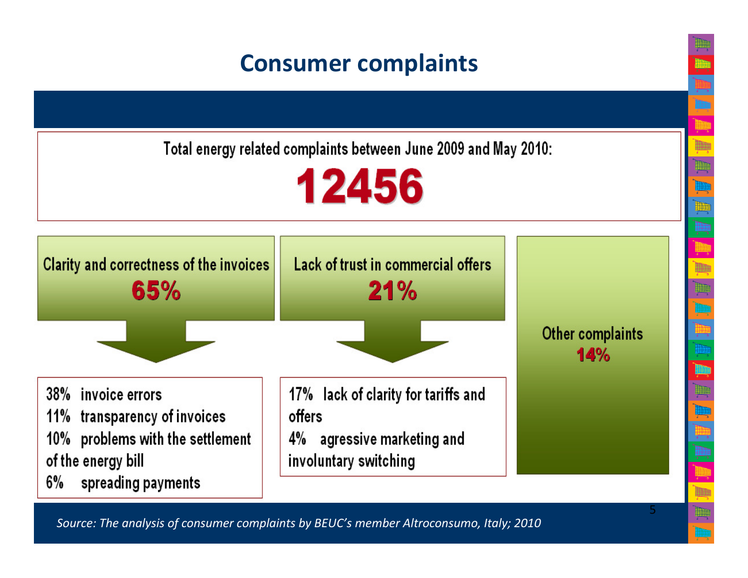# Consumer complaints

Total energy related complaints between June 2009 and May 2010:

**12456**

## Clarity and correctness of the invoices

**65%**

- 38% invoice errors
- 11% transparency of invoices
- 10% problems with the settlement of the energy bill
- 6% spreading payments

## Lack of trust in commercial offers

**21%**

- 17% lack of clarity for tariffs and offers
- 4% agressive marketing and involuntary switching

## Other complaints

**14%**

*Source: The analysis of consumer complaints by BEUC's member Altroconsumo, Italy; 2010*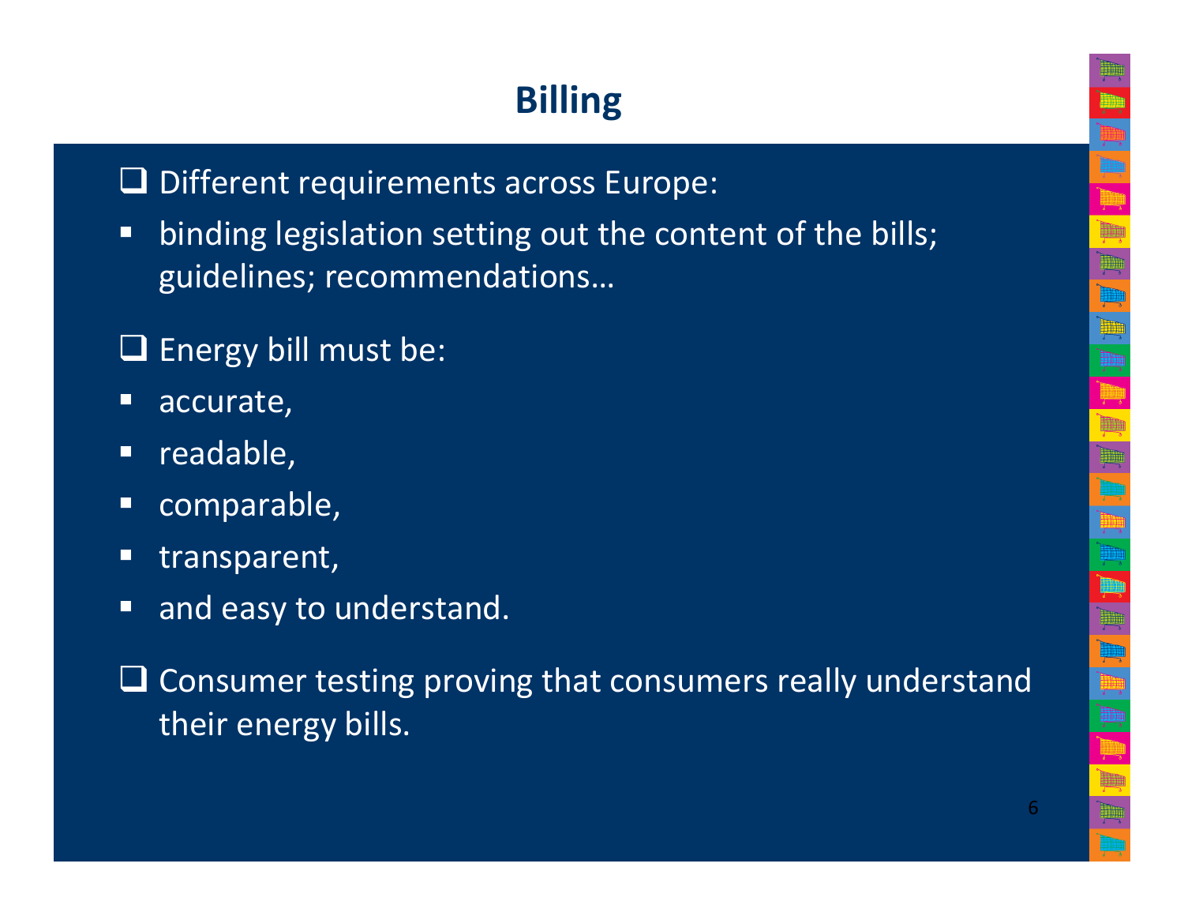# Billing

- Different requirements across Europe:
  - binding legislation setting out the content of the bills; guidelines; recommendations…

- Energy bill must be:
  - accurate,
  - readable,
  - comparable,
  - transparent,
  - and easy to understand.

- Consumer testing proving that consumers really understand their energy bills.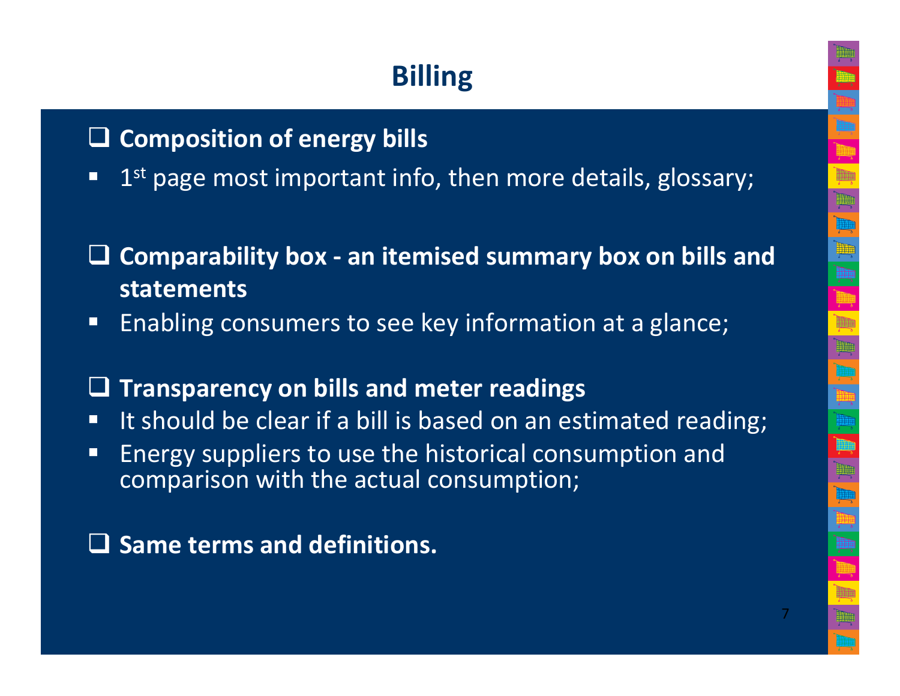# Billing

- **Composition of energy bills**
  - 1st page most important info, then more details, glossary;

- **Comparability box - an itemised summary box on bills and statements**
  - Enabling consumers to see key information at a glance;

- **Transparency on bills and meter readings**
  - It should be clear if a bill is based on an estimated reading;
  - Energy suppliers to use the historical consumption and comparison with the actual consumption;

- **Same terms and definitions.**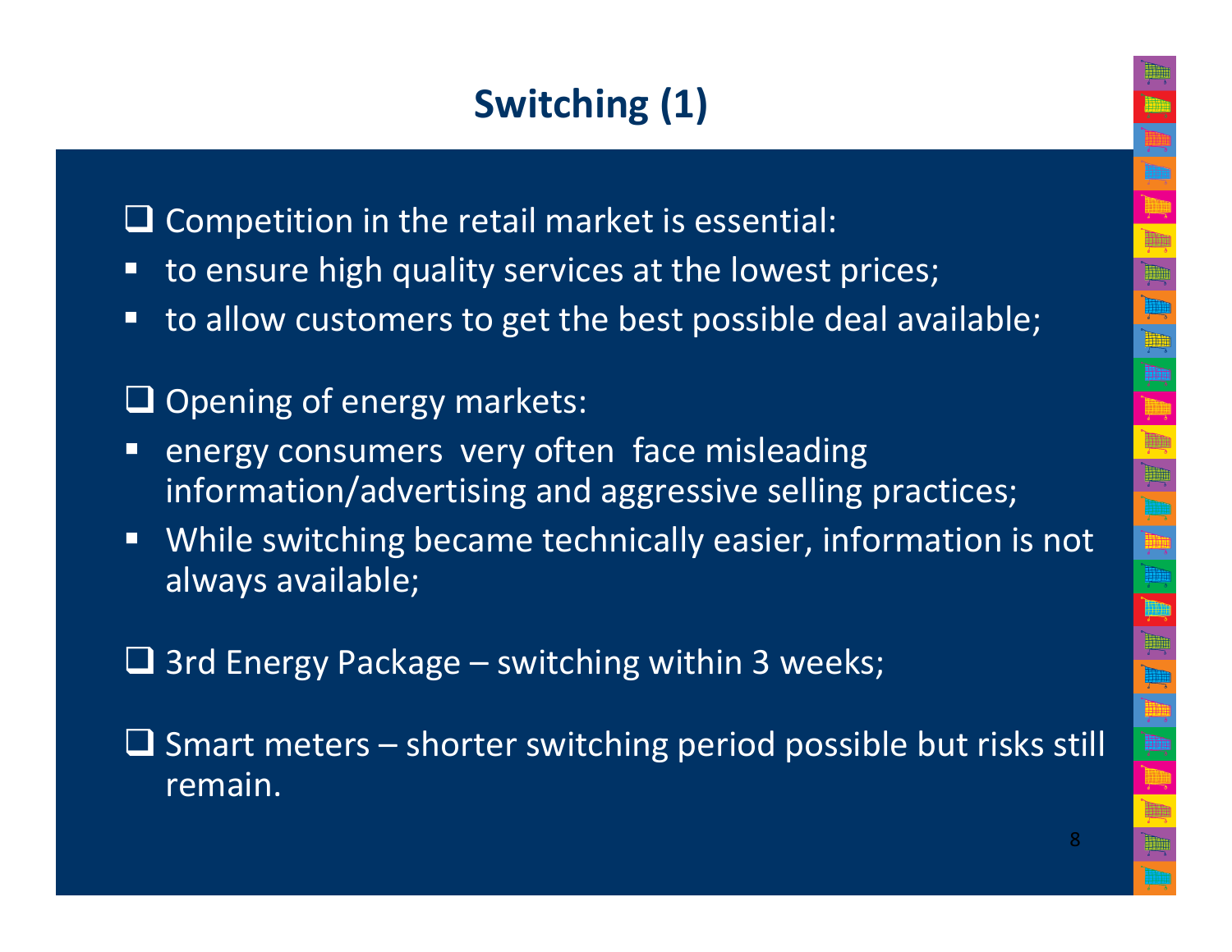# Switching (1)

- Competition in the retail market is essential:
  - to ensure high quality services at the lowest prices;
  - to allow customers to get the best possible deal available;

- Opening of energy markets:
  - energy consumers very often face misleading information/advertising and aggressive selling practices;
  - While switching became technically easier, information is not always available;

- 3rd Energy Package – switching within 3 weeks;

- Smart meters – shorter switching period possible but risks still remain.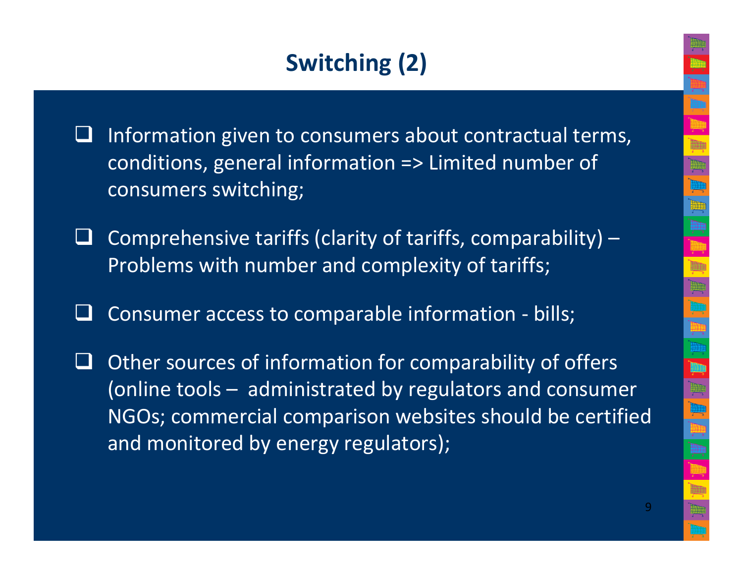# Switching (2)

- Information given to consumers about contractual terms, conditions, general information => Limited number of consumers switching;
- Comprehensive tariffs (clarity of tariffs, comparability) – Problems with number and complexity of tariffs;
- Consumer access to comparable information - bills;
- Other sources of information for comparability of offers (online tools – administrated by regulators and consumer NGOs; commercial comparison websites should be certified and monitored by energy regulators);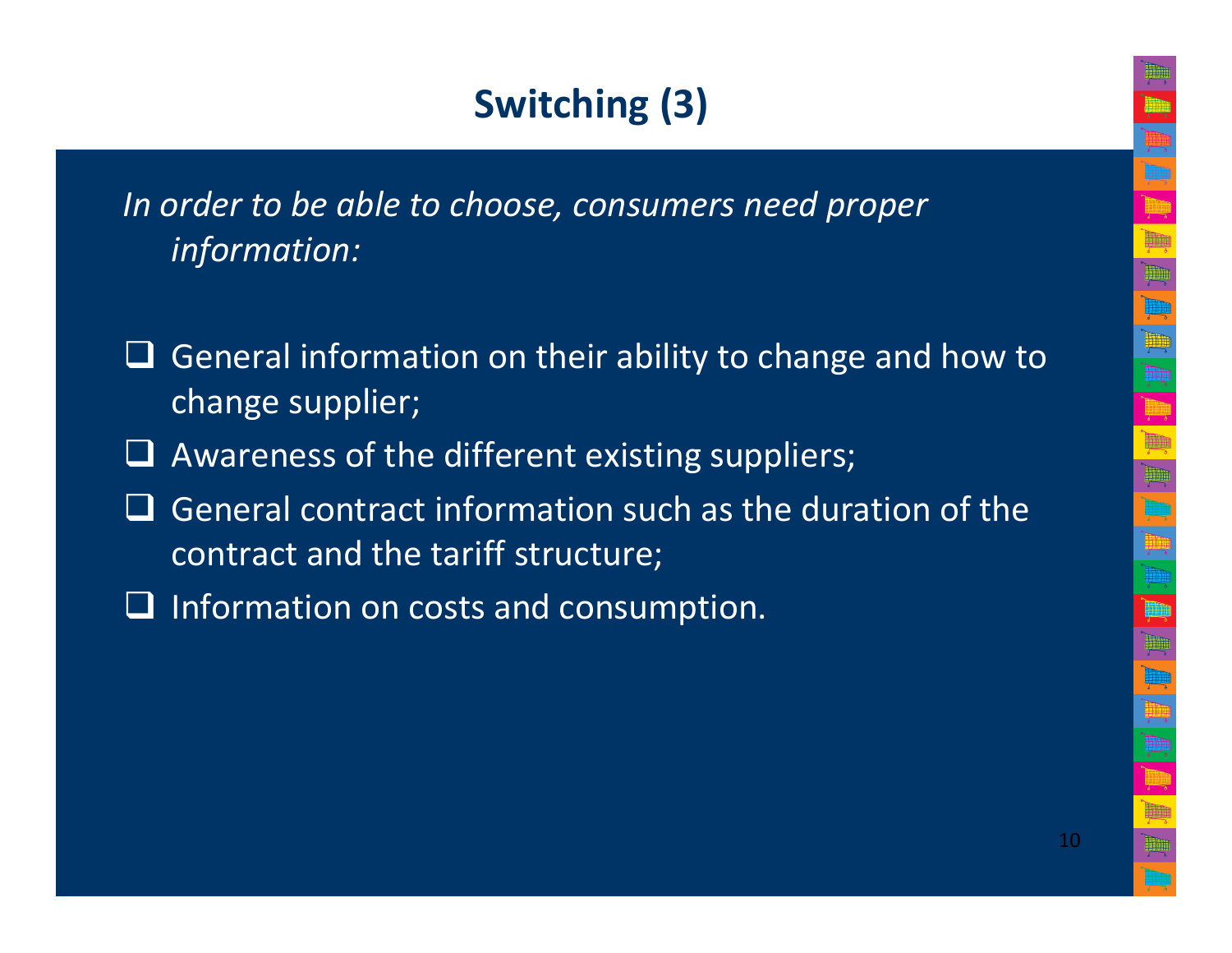# Switching (3)

*In order to be able to choose, consumers need proper information:*

- General information on their ability to change and how to change supplier;
- Awareness of the different existing suppliers;
- General contract information such as the duration of the contract and the tariff structure;
- Information on costs and consumption.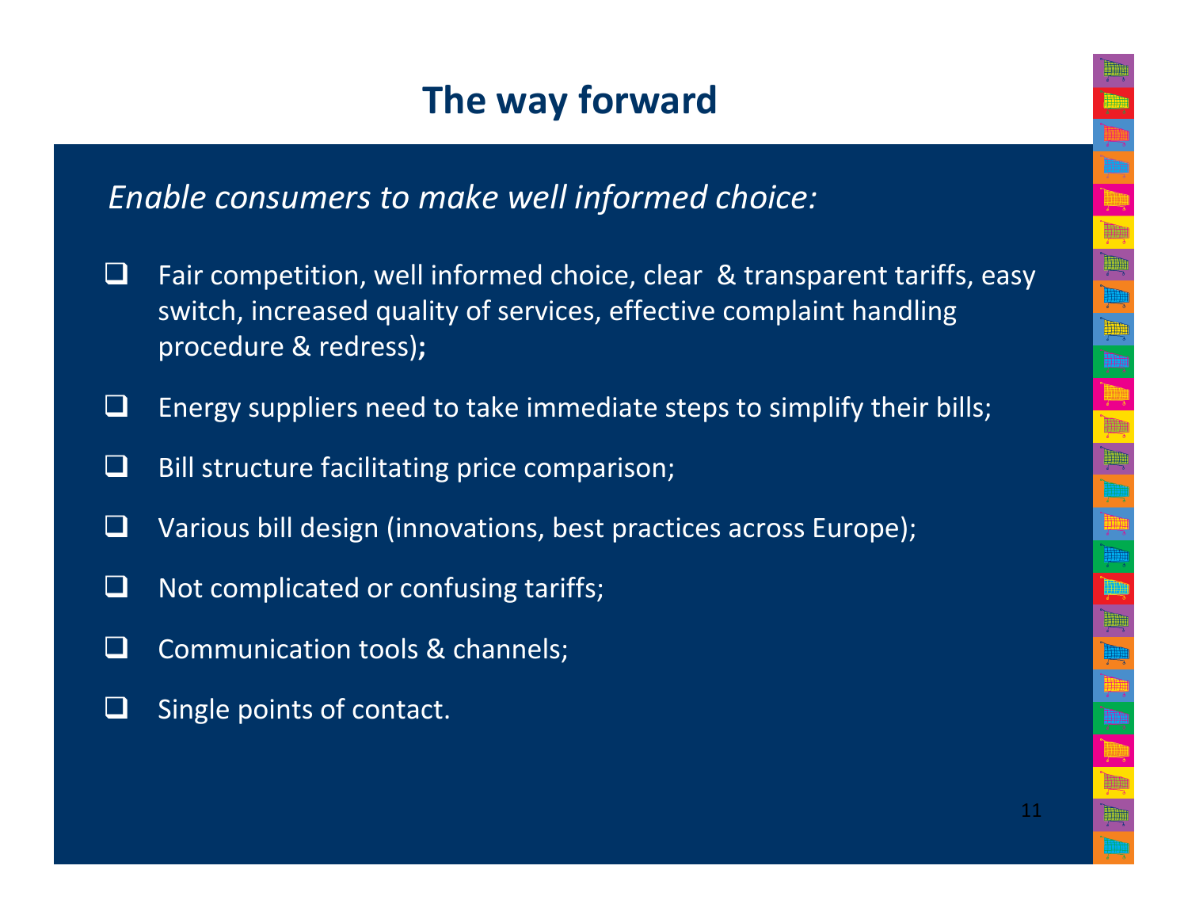# The way forward

*Enable consumers to make well informed choice:*

- Fair competition, well informed choice, clear & transparent tariffs, easy switch, increased quality of services, effective complaint handling procedure & redress)**;**
- Energy suppliers need to take immediate steps to simplify their bills;
- Bill structure facilitating price comparison;
- Various bill design (innovations, best practices across Europe);
- Not complicated or confusing tariffs;
- Communication tools & channels;
- Single points of contact.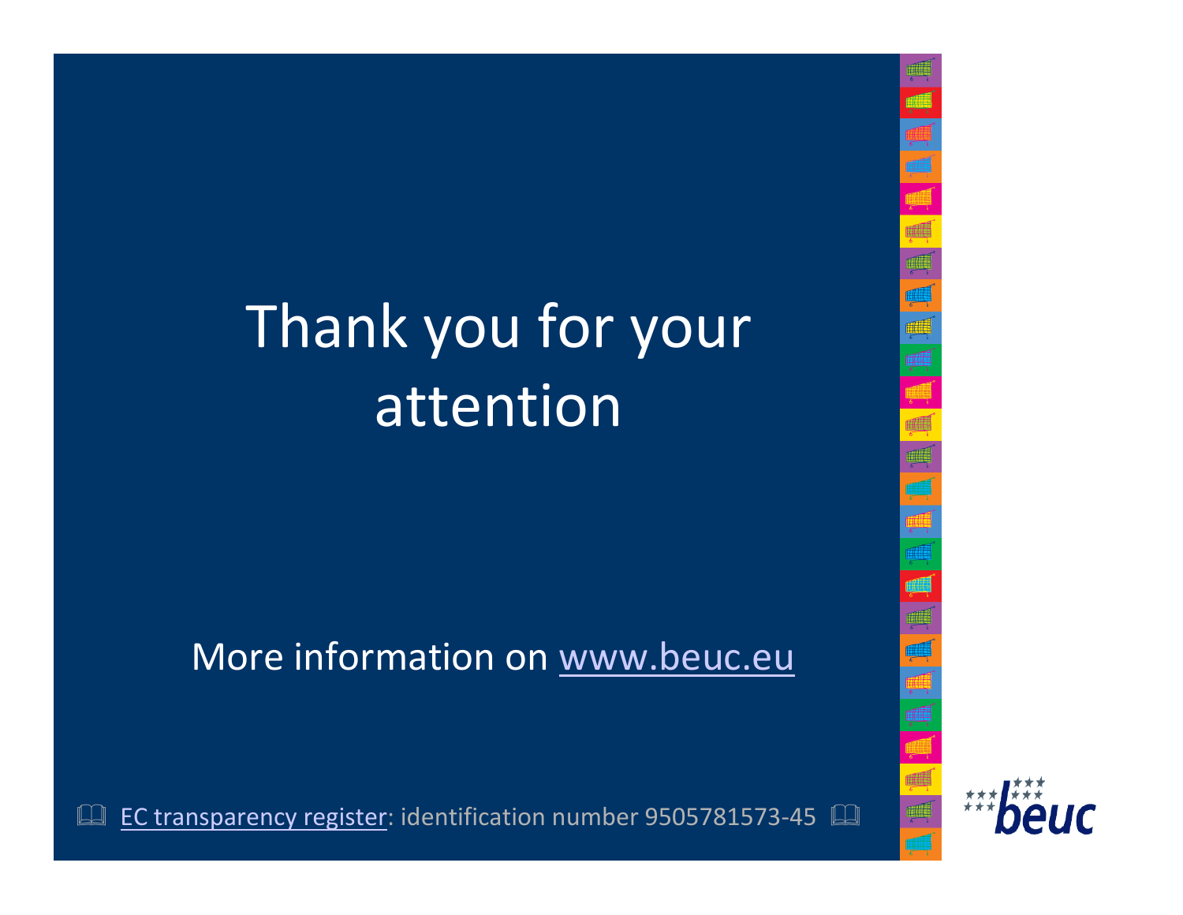# Thank you for your attention

More information on www.beuc.eu

EC transparency register: identification number 9505781573-45